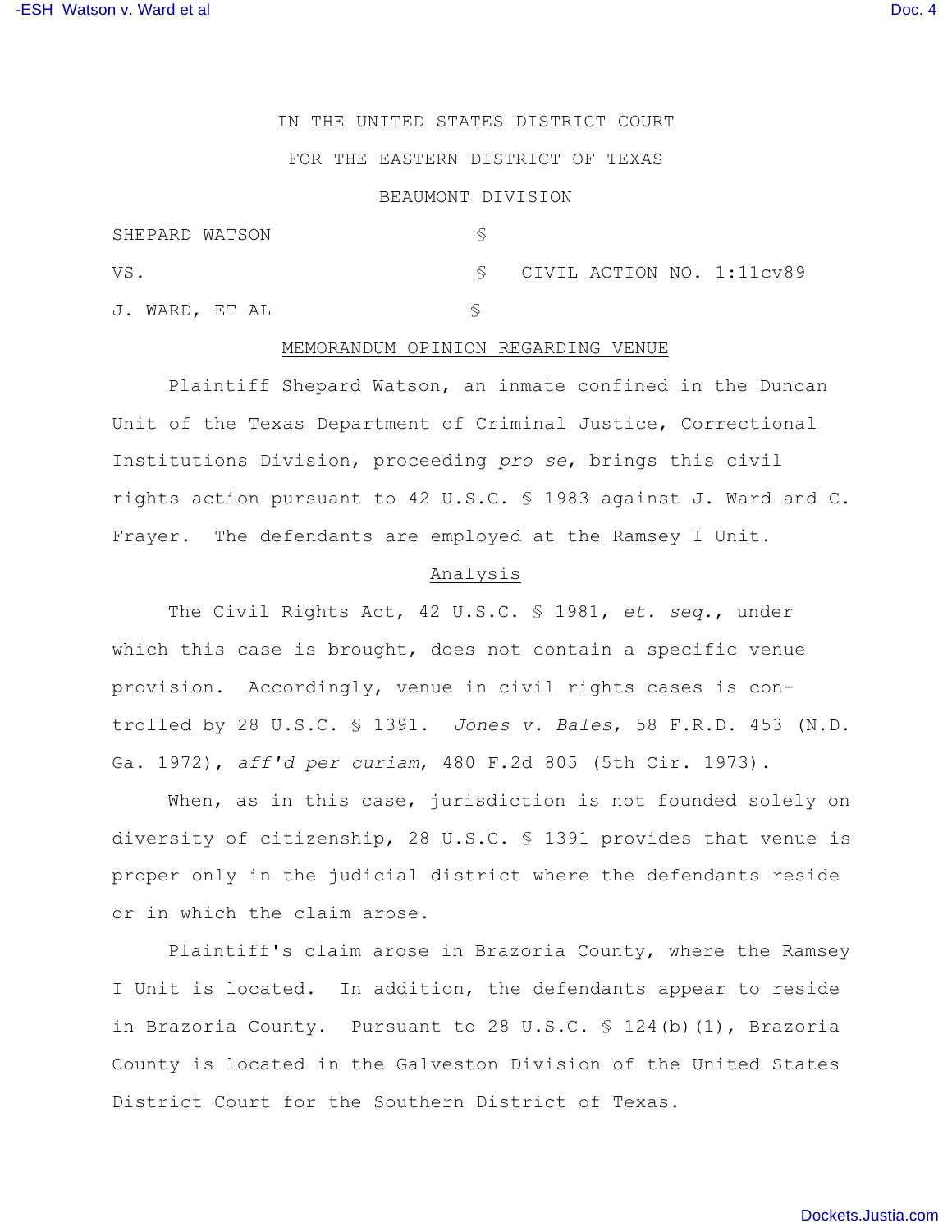IN THE UNITED STATES DISTRICT COURT

FOR THE EASTERN DISTRICT OF TEXAS

BEAUMONT DIVISION

| | | |
|---|---|---|
| SHEPARD WATSON | § | |
| VS. | § | CIVIL ACTION NO. 1:11cv89 |
| J. WARD, ET AL | § | |

MEMORANDUM OPINION REGARDING VENUE

Plaintiff Shepard Watson, an inmate confined in the Duncan Unit of the Texas Department of Criminal Justice, Correctional Institutions Division, proceeding *pro se*, brings this civil rights action pursuant to 42 U.S.C. § 1983 against J. Ward and C. Frayer. The defendants are employed at the Ramsey I Unit.

Analysis

The Civil Rights Act, 42 U.S.C. § 1981, *et. seq.*, under which this case is brought, does not contain a specific venue provision. Accordingly, venue in civil rights cases is controlled by 28 U.S.C. § 1391. *Jones v. Bales*, 58 F.R.D. 453 (N.D. Ga. 1972), *aff'd per curiam*, 480 F.2d 805 (5th Cir. 1973).

When, as in this case, jurisdiction is not founded solely on diversity of citizenship, 28 U.S.C. § 1391 provides that venue is proper only in the judicial district where the defendants reside or in which the claim arose.

Plaintiff's claim arose in Brazoria County, where the Ramsey I Unit is located. In addition, the defendants appear to reside in Brazoria County. Pursuant to 28 U.S.C. § 124(b)(1), Brazoria County is located in the Galveston Division of the United States District Court for the Southern District of Texas.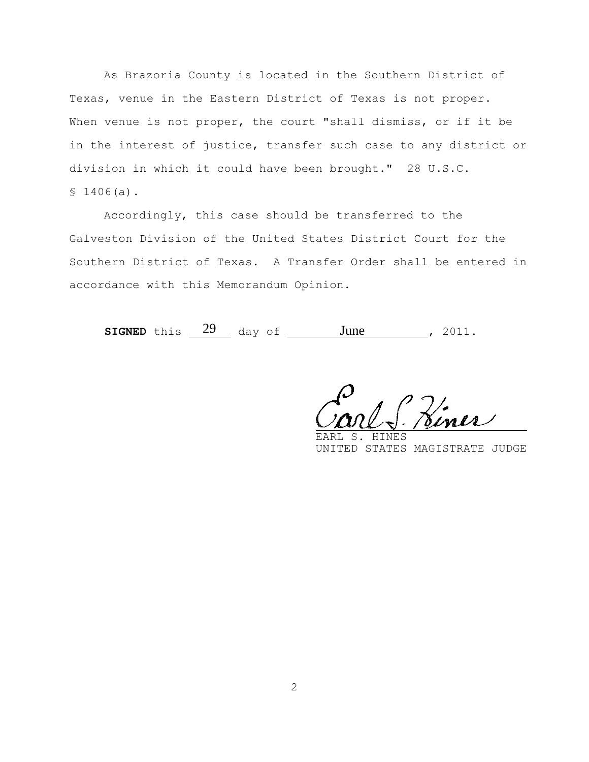As Brazoria County is located in the Southern District of Texas, venue in the Eastern District of Texas is not proper. When venue is not proper, the court "shall dismiss, or if it be in the interest of justice, transfer such case to any district or division in which it could have been brought." 28 U.S.C. § 1406(a).

Accordingly, this case should be transferred to the Galveston Division of the United States District Court for the Southern District of Texas. A Transfer Order shall be entered in accordance with this Memorandum Opinion.

**SIGNED** this 29 day of June, 2011.

EARL S. HINES
UNITED STATES MAGISTRATE JUDGE